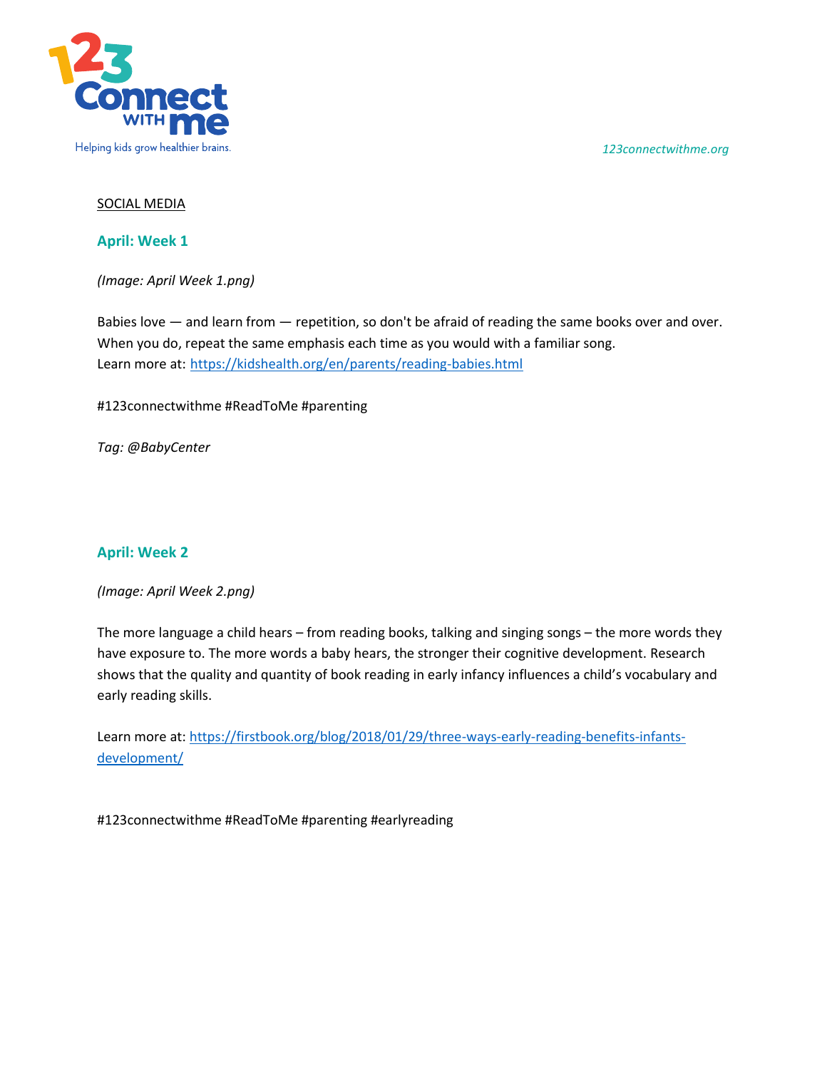123 Connect with me

Helping kids grow healthier brains.

*123connectwithme.org*

SOCIAL MEDIA

## April: Week 1

*(Image: April Week 1.png)*

Babies love — and learn from — repetition, so don't be afraid of reading the same books over and over. When you do, repeat the same emphasis each time as you would with a familiar song.
Learn more at: https://kidshealth.org/en/parents/reading-babies.html

#123connectwithme #ReadToMe #parenting

*Tag: @BabyCenter*

## April: Week 2

*(Image: April Week 2.png)*

The more language a child hears – from reading books, talking and singing songs – the more words they have exposure to. The more words a baby hears, the stronger their cognitive development. Research shows that the quality and quantity of book reading in early infancy influences a child's vocabulary and early reading skills.

Learn more at: https://firstbook.org/blog/2018/01/29/three-ways-early-reading-benefits-infants-development/

#123connectwithme #ReadToMe #parenting #earlyreading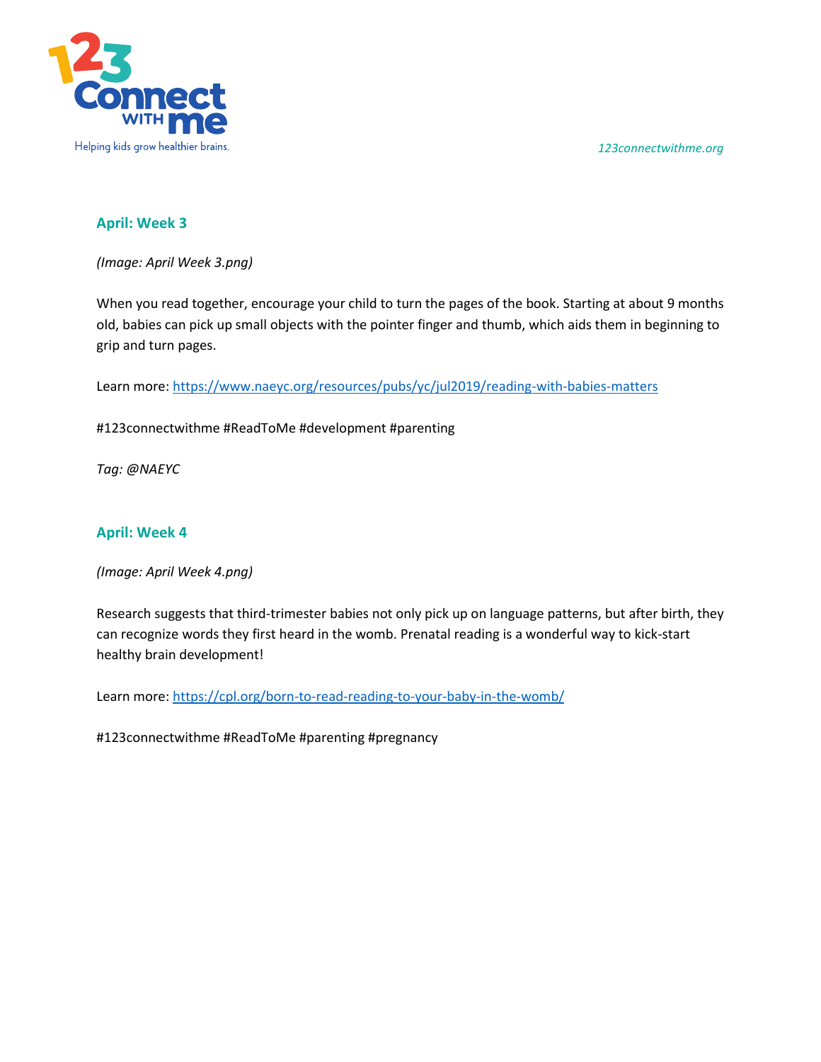## April: Week 3

*(Image: April Week 3.png)*

When you read together, encourage your child to turn the pages of the book. Starting at about 9 months old, babies can pick up small objects with the pointer finger and thumb, which aids them in beginning to grip and turn pages.

Learn more: https://www.naeyc.org/resources/pubs/yc/jul2019/reading-with-babies-matters

#123connectwithme #ReadToMe #development #parenting

*Tag: @NAEYC*

## April: Week 4

*(Image: April Week 4.png)*

Research suggests that third-trimester babies not only pick up on language patterns, but after birth, they can recognize words they first heard in the womb. Prenatal reading is a wonderful way to kick-start healthy brain development!

Learn more: https://cpl.org/born-to-read-reading-to-your-baby-in-the-womb/

#123connectwithme #ReadToMe #parenting #pregnancy